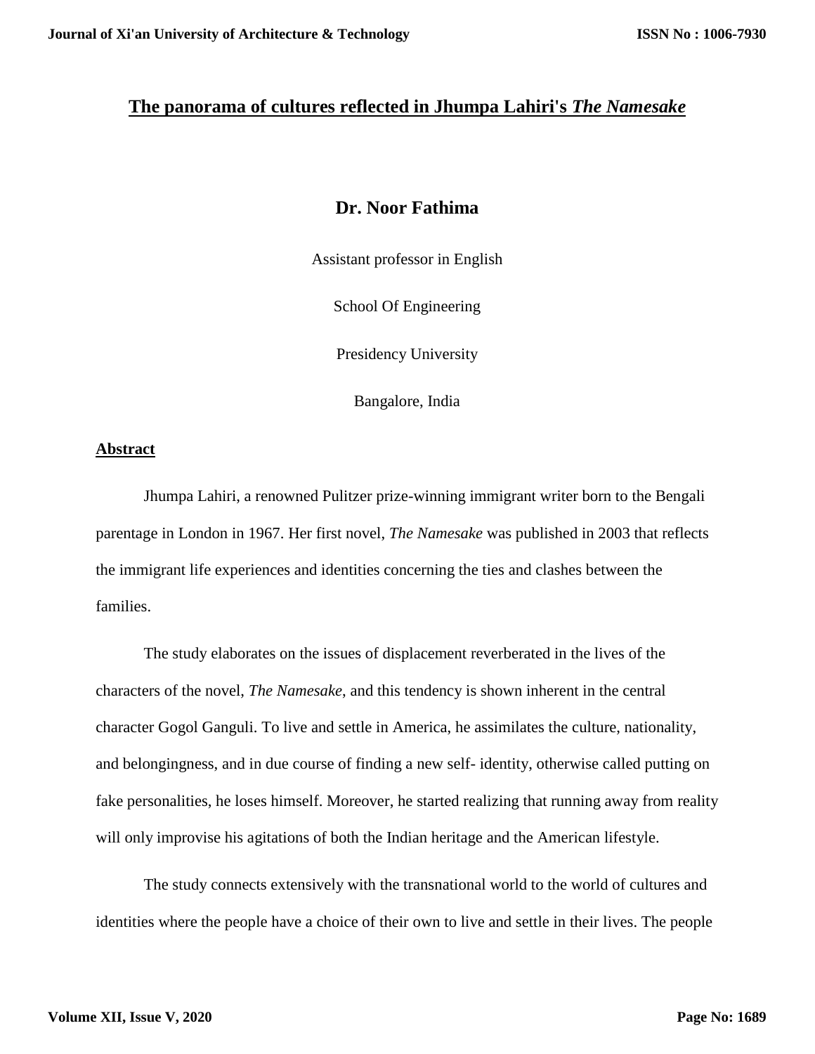# The panorama of cultures reflected in Jhumpa Lahiri's *The Namesake*

## Dr. Noor Fathima

Assistant professor in English

School Of Engineering

Presidency University

Bangalore, India

## Abstract

Jhumpa Lahiri, a renowned Pulitzer prize-winning immigrant writer born to the Bengali parentage in London in 1967. Her first novel, *The Namesake* was published in 2003 that reflects the immigrant life experiences and identities concerning the ties and clashes between the families.

The study elaborates on the issues of displacement reverberated in the lives of the characters of the novel, *The Namesake*, and this tendency is shown inherent in the central character Gogol Ganguli. To live and settle in America, he assimilates the culture, nationality, and belongingness, and in due course of finding a new self- identity, otherwise called putting on fake personalities, he loses himself. Moreover, he started realizing that running away from reality will only improvise his agitations of both the Indian heritage and the American lifestyle.

The study connects extensively with the transnational world to the world of cultures and identities where the people have a choice of their own to live and settle in their lives. The people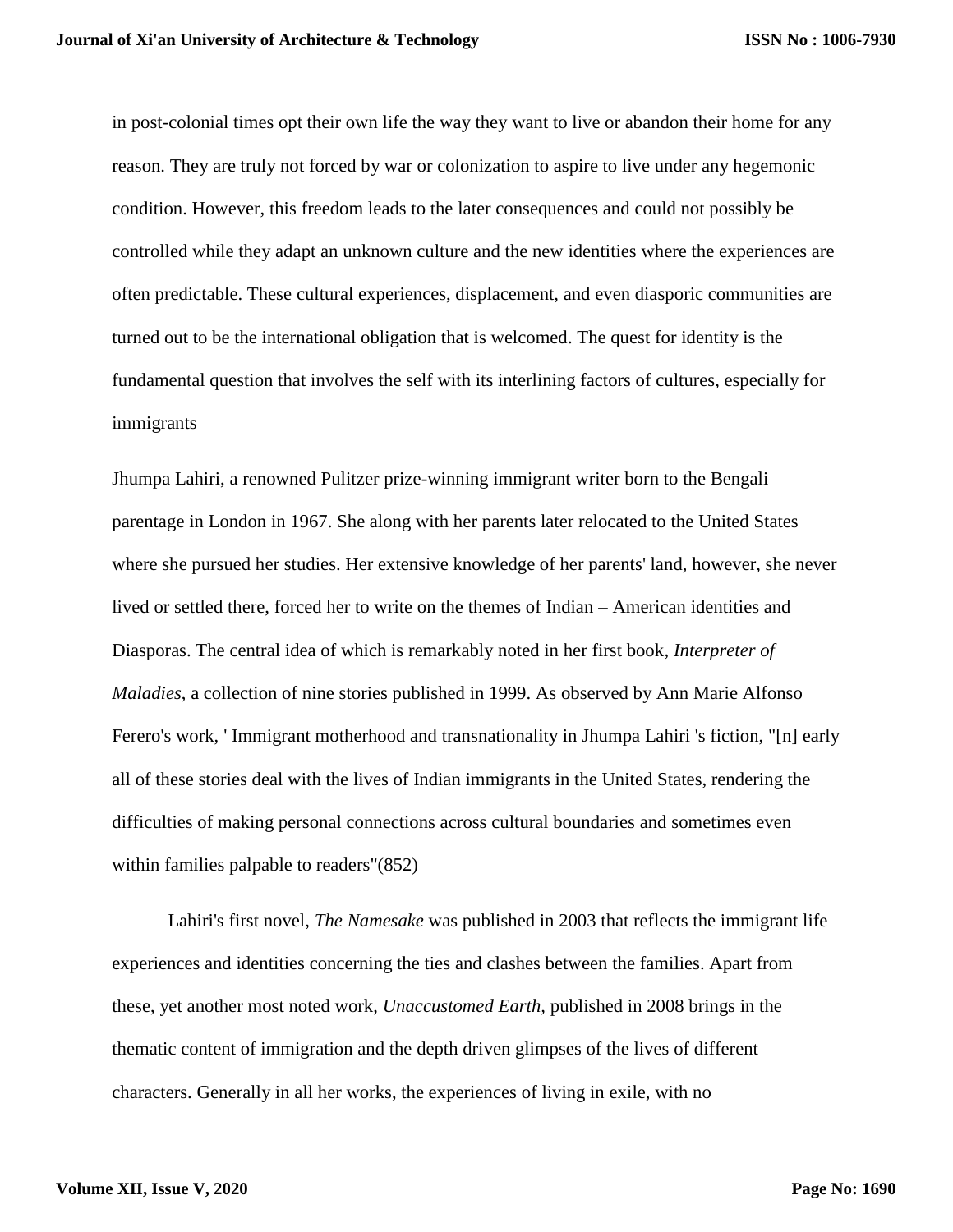in post-colonial times opt their own life the way they want to live or abandon their home for any reason. They are truly not forced by war or colonization to aspire to live under any hegemonic condition. However, this freedom leads to the later consequences and could not possibly be controlled while they adapt an unknown culture and the new identities where the experiences are often predictable. These cultural experiences, displacement, and even diasporic communities are turned out to be the international obligation that is welcomed. The quest for identity is the fundamental question that involves the self with its interlining factors of cultures, especially for immigrants

Jhumpa Lahiri, a renowned Pulitzer prize-winning immigrant writer born to the Bengali parentage in London in 1967. She along with her parents later relocated to the United States where she pursued her studies. Her extensive knowledge of her parents' land, however, she never lived or settled there, forced her to write on the themes of Indian – American identities and Diasporas. The central idea of which is remarkably noted in her first book, *Interpreter of Maladies*, a collection of nine stories published in 1999. As observed by Ann Marie Alfonso Ferero's work, ' Immigrant motherhood and transnationality in Jhumpa Lahiri 's fiction, "[n] early all of these stories deal with the lives of Indian immigrants in the United States, rendering the difficulties of making personal connections across cultural boundaries and sometimes even within families palpable to readers"(852)

Lahiri's first novel, *The Namesake* was published in 2003 that reflects the immigrant life experiences and identities concerning the ties and clashes between the families. Apart from these, yet another most noted work, *Unaccustomed Earth*, published in 2008 brings in the thematic content of immigration and the depth driven glimpses of the lives of different characters. Generally in all her works, the experiences of living in exile, with no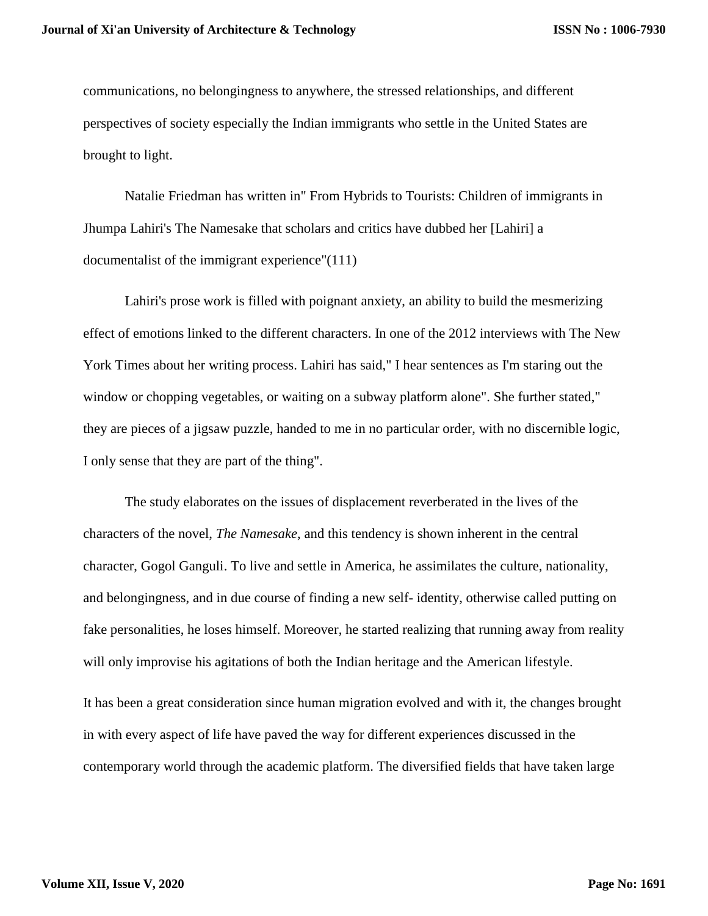communications, no belongingness to anywhere, the stressed relationships, and different perspectives of society especially the Indian immigrants who settle in the United States are brought to light.

Natalie Friedman has written in" From Hybrids to Tourists: Children of immigrants in Jhumpa Lahiri's The Namesake that scholars and critics have dubbed her [Lahiri] a documentalist of the immigrant experience"(111)

Lahiri's prose work is filled with poignant anxiety, an ability to build the mesmerizing effect of emotions linked to the different characters. In one of the 2012 interviews with The New York Times about her writing process. Lahiri has said," I hear sentences as I'm staring out the window or chopping vegetables, or waiting on a subway platform alone". She further stated," they are pieces of a jigsaw puzzle, handed to me in no particular order, with no discernible logic, I only sense that they are part of the thing".

The study elaborates on the issues of displacement reverberated in the lives of the characters of the novel, *The Namesake*, and this tendency is shown inherent in the central character, Gogol Ganguli. To live and settle in America, he assimilates the culture, nationality, and belongingness, and in due course of finding a new self- identity, otherwise called putting on fake personalities, he loses himself. Moreover, he started realizing that running away from reality will only improvise his agitations of both the Indian heritage and the American lifestyle.

It has been a great consideration since human migration evolved and with it, the changes brought in with every aspect of life have paved the way for different experiences discussed in the contemporary world through the academic platform. The diversified fields that have taken large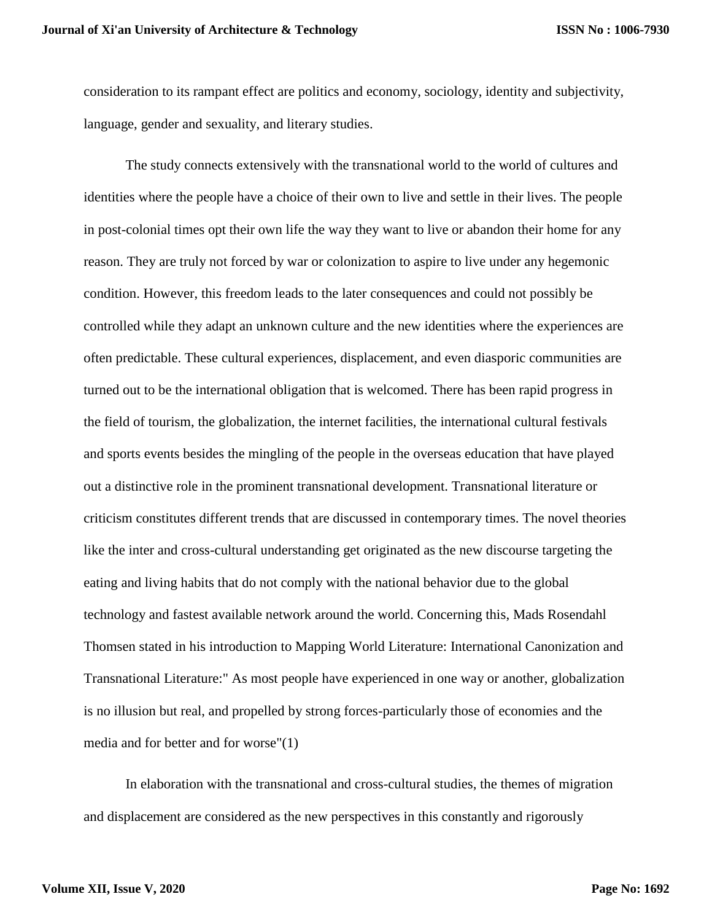consideration to its rampant effect are politics and economy, sociology, identity and subjectivity, language, gender and sexuality, and literary studies.

The study connects extensively with the transnational world to the world of cultures and identities where the people have a choice of their own to live and settle in their lives. The people in post-colonial times opt their own life the way they want to live or abandon their home for any reason. They are truly not forced by war or colonization to aspire to live under any hegemonic condition. However, this freedom leads to the later consequences and could not possibly be controlled while they adapt an unknown culture and the new identities where the experiences are often predictable. These cultural experiences, displacement, and even diasporic communities are turned out to be the international obligation that is welcomed. There has been rapid progress in the field of tourism, the globalization, the internet facilities, the international cultural festivals and sports events besides the mingling of the people in the overseas education that have played out a distinctive role in the prominent transnational development. Transnational literature or criticism constitutes different trends that are discussed in contemporary times. The novel theories like the inter and cross-cultural understanding get originated as the new discourse targeting the eating and living habits that do not comply with the national behavior due to the global technology and fastest available network around the world. Concerning this, Mads Rosendahl Thomsen stated in his introduction to Mapping World Literature: International Canonization and Transnational Literature:" As most people have experienced in one way or another, globalization is no illusion but real, and propelled by strong forces-particularly those of economies and the media and for better and for worse"(1)

In elaboration with the transnational and cross-cultural studies, the themes of migration and displacement are considered as the new perspectives in this constantly and rigorously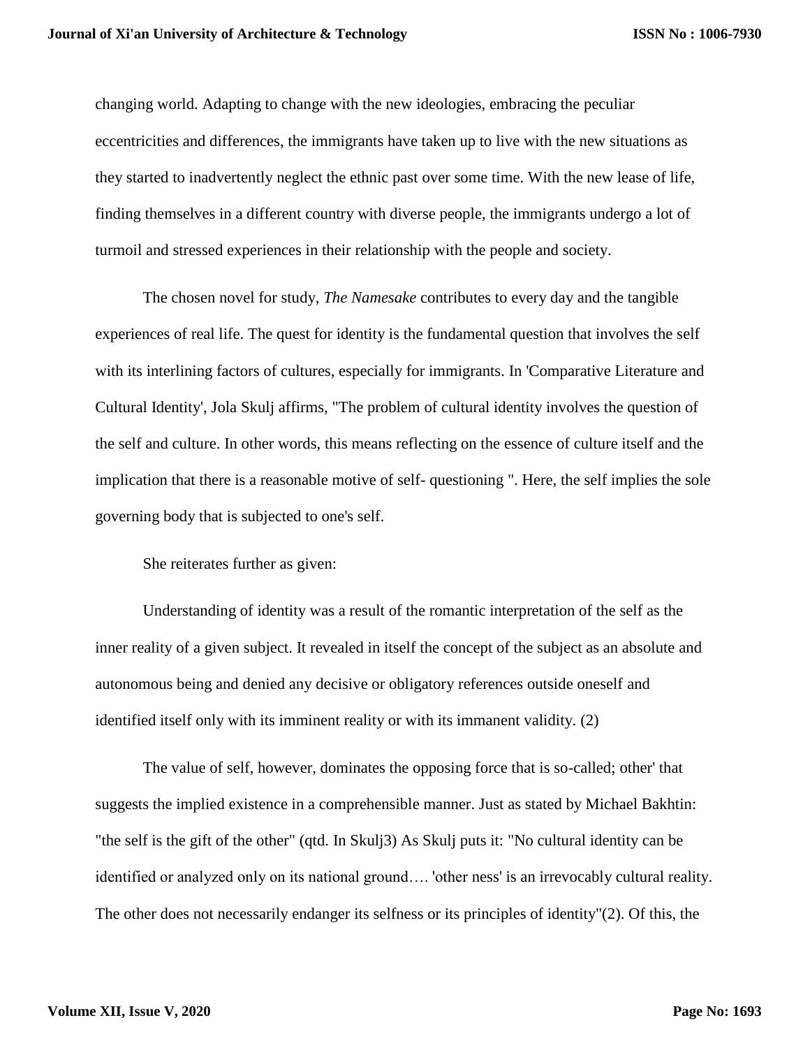changing world. Adapting to change with the new ideologies, embracing the peculiar eccentricities and differences, the immigrants have taken up to live with the new situations as they started to inadvertently neglect the ethnic past over some time. With the new lease of life, finding themselves in a different country with diverse people, the immigrants undergo a lot of turmoil and stressed experiences in their relationship with the people and society.

The chosen novel for study, *The Namesake* contributes to every day and the tangible experiences of real life. The quest for identity is the fundamental question that involves the self with its interlining factors of cultures, especially for immigrants. In 'Comparative Literature and Cultural Identity', Jola Skulj affirms, "The problem of cultural identity involves the question of the self and culture. In other words, this means reflecting on the essence of culture itself and the implication that there is a reasonable motive of self- questioning ". Here, the self implies the sole governing body that is subjected to one's self.

She reiterates further as given:

Understanding of identity was a result of the romantic interpretation of the self as the inner reality of a given subject. It revealed in itself the concept of the subject as an absolute and autonomous being and denied any decisive or obligatory references outside oneself and identified itself only with its imminent reality or with its immanent validity. (2)

The value of self, however, dominates the opposing force that is so-called; other' that suggests the implied existence in a comprehensible manner. Just as stated by Michael Bakhtin: "the self is the gift of the other" (qtd. In Skulj3) As Skulj puts it: "No cultural identity can be identified or analyzed only on its national ground…. 'other ness' is an irrevocably cultural reality. The other does not necessarily endanger its selfness or its principles of identity"(2). Of this, the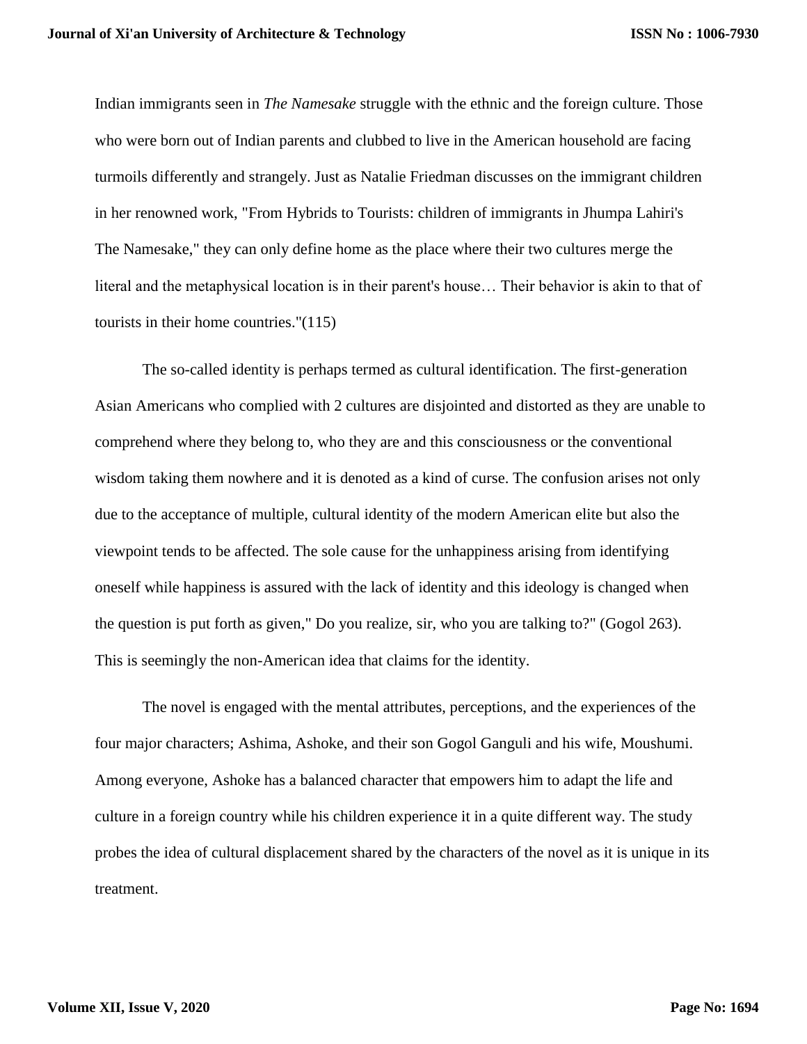Indian immigrants seen in *The Namesake* struggle with the ethnic and the foreign culture. Those who were born out of Indian parents and clubbed to live in the American household are facing turmoils differently and strangely. Just as Natalie Friedman discusses on the immigrant children in her renowned work, "From Hybrids to Tourists: children of immigrants in Jhumpa Lahiri's The Namesake," they can only define home as the place where their two cultures merge the literal and the metaphysical location is in their parent's house… Their behavior is akin to that of tourists in their home countries."(115)

The so-called identity is perhaps termed as cultural identification. The first-generation Asian Americans who complied with 2 cultures are disjointed and distorted as they are unable to comprehend where they belong to, who they are and this consciousness or the conventional wisdom taking them nowhere and it is denoted as a kind of curse. The confusion arises not only due to the acceptance of multiple, cultural identity of the modern American elite but also the viewpoint tends to be affected. The sole cause for the unhappiness arising from identifying oneself while happiness is assured with the lack of identity and this ideology is changed when the question is put forth as given," Do you realize, sir, who you are talking to?" (Gogol 263). This is seemingly the non-American idea that claims for the identity.

The novel is engaged with the mental attributes, perceptions, and the experiences of the four major characters; Ashima, Ashoke, and their son Gogol Ganguli and his wife, Moushumi. Among everyone, Ashoke has a balanced character that empowers him to adapt the life and culture in a foreign country while his children experience it in a quite different way. The study probes the idea of cultural displacement shared by the characters of the novel as it is unique in its treatment.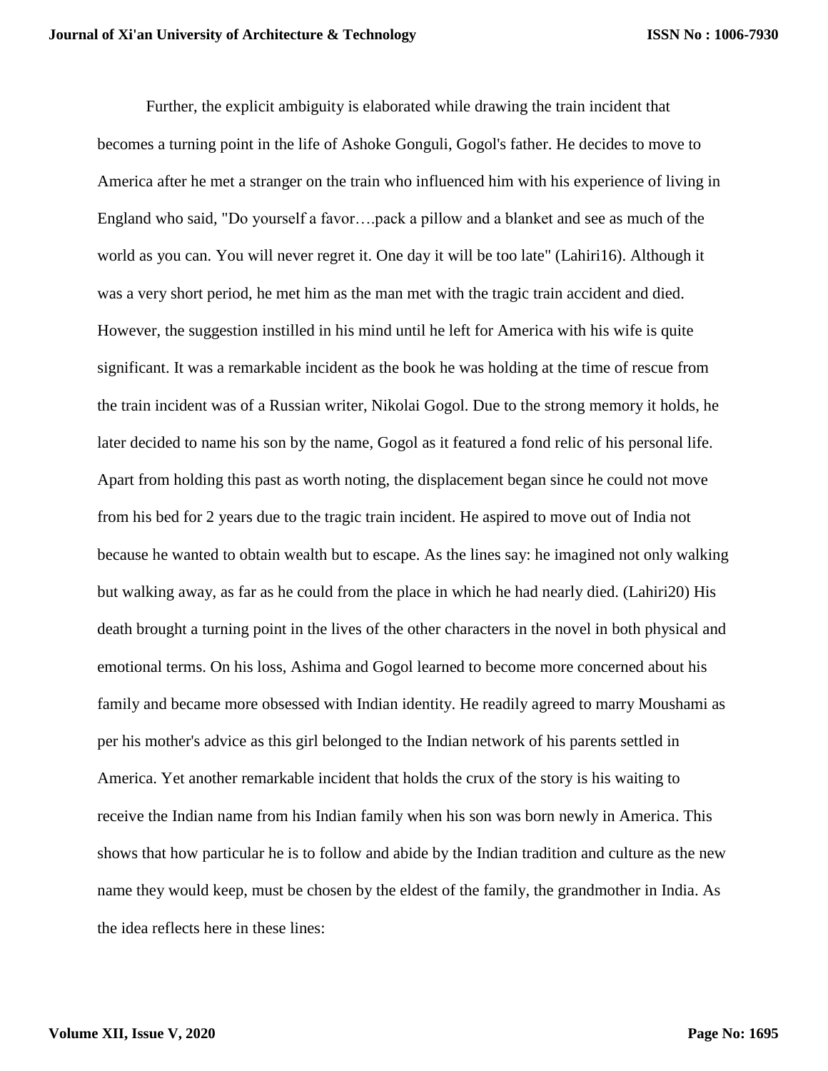Further, the explicit ambiguity is elaborated while drawing the train incident that becomes a turning point in the life of Ashoke Gonguli, Gogol's father. He decides to move to America after he met a stranger on the train who influenced him with his experience of living in England who said, "Do yourself a favor….pack a pillow and a blanket and see as much of the world as you can. You will never regret it. One day it will be too late" (Lahiri16). Although it was a very short period, he met him as the man met with the tragic train accident and died. However, the suggestion instilled in his mind until he left for America with his wife is quite significant. It was a remarkable incident as the book he was holding at the time of rescue from the train incident was of a Russian writer, Nikolai Gogol. Due to the strong memory it holds, he later decided to name his son by the name, Gogol as it featured a fond relic of his personal life. Apart from holding this past as worth noting, the displacement began since he could not move from his bed for 2 years due to the tragic train incident. He aspired to move out of India not because he wanted to obtain wealth but to escape. As the lines say: he imagined not only walking but walking away, as far as he could from the place in which he had nearly died. (Lahiri20) His death brought a turning point in the lives of the other characters in the novel in both physical and emotional terms. On his loss, Ashima and Gogol learned to become more concerned about his family and became more obsessed with Indian identity. He readily agreed to marry Moushami as per his mother's advice as this girl belonged to the Indian network of his parents settled in America. Yet another remarkable incident that holds the crux of the story is his waiting to receive the Indian name from his Indian family when his son was born newly in America. This shows that how particular he is to follow and abide by the Indian tradition and culture as the new name they would keep, must be chosen by the eldest of the family, the grandmother in India. As the idea reflects here in these lines: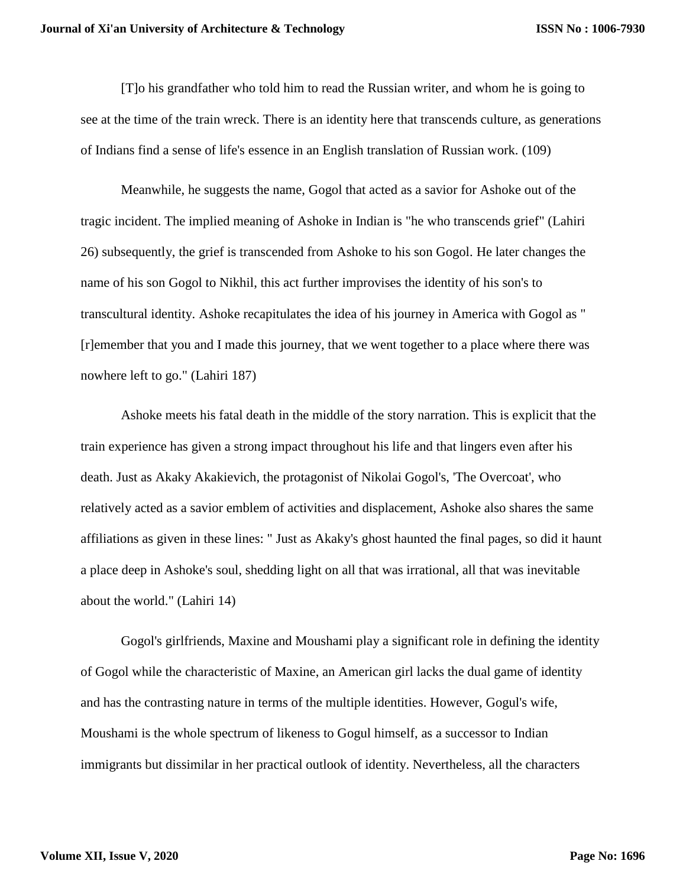[T]o his grandfather who told him to read the Russian writer, and whom he is going to see at the time of the train wreck. There is an identity here that transcends culture, as generations of Indians find a sense of life's essence in an English translation of Russian work. (109)

Meanwhile, he suggests the name, Gogol that acted as a savior for Ashoke out of the tragic incident. The implied meaning of Ashoke in Indian is "he who transcends grief" (Lahiri 26) subsequently, the grief is transcended from Ashoke to his son Gogol. He later changes the name of his son Gogol to Nikhil, this act further improvises the identity of his son's to transcultural identity. Ashoke recapitulates the idea of his journey in America with Gogol as " [r]emember that you and I made this journey, that we went together to a place where there was nowhere left to go." (Lahiri 187)

Ashoke meets his fatal death in the middle of the story narration. This is explicit that the train experience has given a strong impact throughout his life and that lingers even after his death. Just as Akaky Akakievich, the protagonist of Nikolai Gogol's, 'The Overcoat', who relatively acted as a savior emblem of activities and displacement, Ashoke also shares the same affiliations as given in these lines: " Just as Akaky's ghost haunted the final pages, so did it haunt a place deep in Ashoke's soul, shedding light on all that was irrational, all that was inevitable about the world." (Lahiri 14)

Gogol's girlfriends, Maxine and Moushami play a significant role in defining the identity of Gogol while the characteristic of Maxine, an American girl lacks the dual game of identity and has the contrasting nature in terms of the multiple identities. However, Gogul's wife, Moushami is the whole spectrum of likeness to Gogul himself, as a successor to Indian immigrants but dissimilar in her practical outlook of identity. Nevertheless, all the characters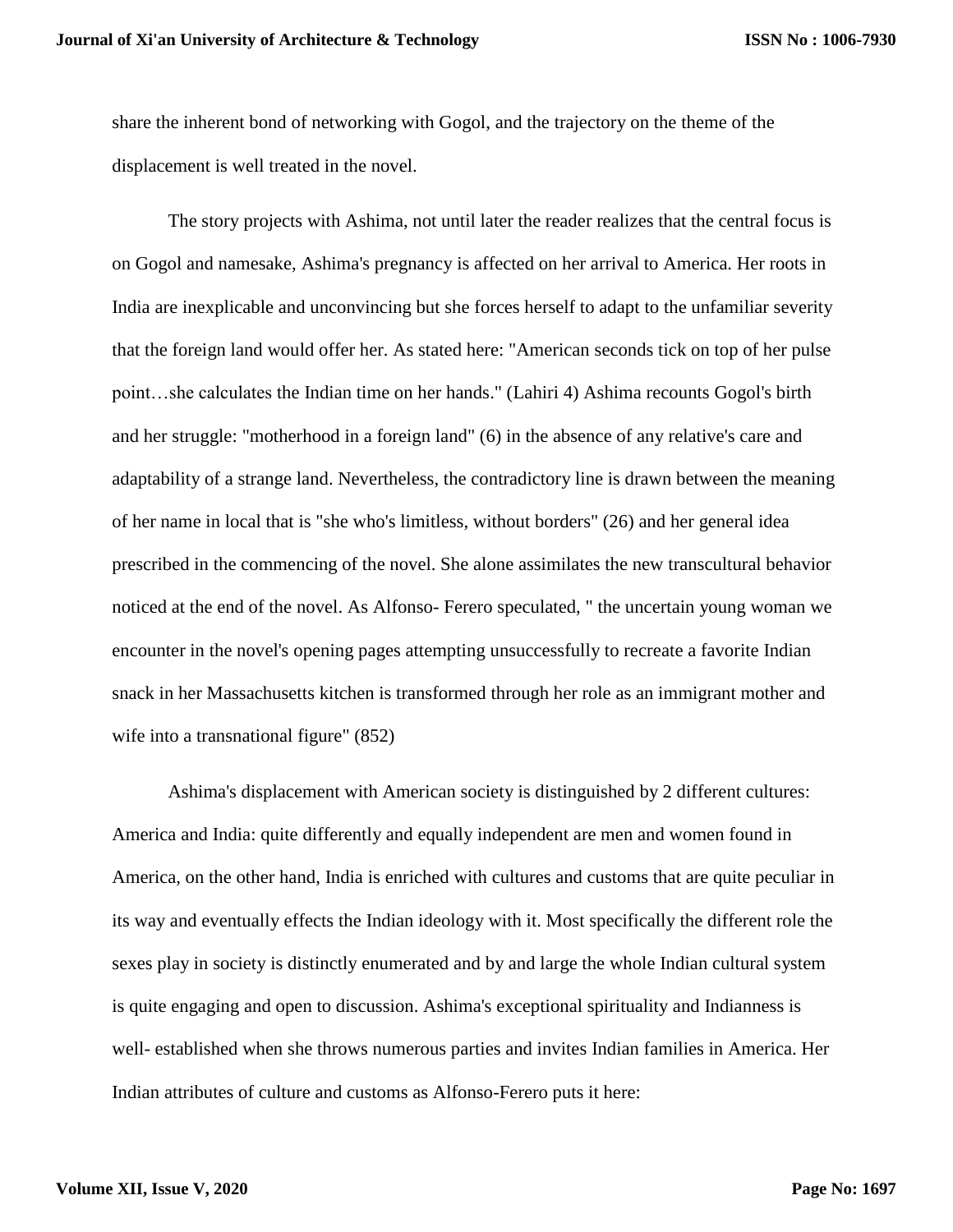share the inherent bond of networking with Gogol, and the trajectory on the theme of the displacement is well treated in the novel.

The story projects with Ashima, not until later the reader realizes that the central focus is on Gogol and namesake, Ashima's pregnancy is affected on her arrival to America. Her roots in India are inexplicable and unconvincing but she forces herself to adapt to the unfamiliar severity that the foreign land would offer her. As stated here: "American seconds tick on top of her pulse point…she calculates the Indian time on her hands." (Lahiri 4) Ashima recounts Gogol's birth and her struggle: "motherhood in a foreign land" (6) in the absence of any relative's care and adaptability of a strange land. Nevertheless, the contradictory line is drawn between the meaning of her name in local that is "she who's limitless, without borders" (26) and her general idea prescribed in the commencing of the novel. She alone assimilates the new transcultural behavior noticed at the end of the novel. As Alfonso- Ferero speculated, " the uncertain young woman we encounter in the novel's opening pages attempting unsuccessfully to recreate a favorite Indian snack in her Massachusetts kitchen is transformed through her role as an immigrant mother and wife into a transnational figure" (852)

Ashima's displacement with American society is distinguished by 2 different cultures: America and India: quite differently and equally independent are men and women found in America, on the other hand, India is enriched with cultures and customs that are quite peculiar in its way and eventually effects the Indian ideology with it. Most specifically the different role the sexes play in society is distinctly enumerated and by and large the whole Indian cultural system is quite engaging and open to discussion. Ashima's exceptional spirituality and Indianness is well- established when she throws numerous parties and invites Indian families in America. Her Indian attributes of culture and customs as Alfonso-Ferero puts it here: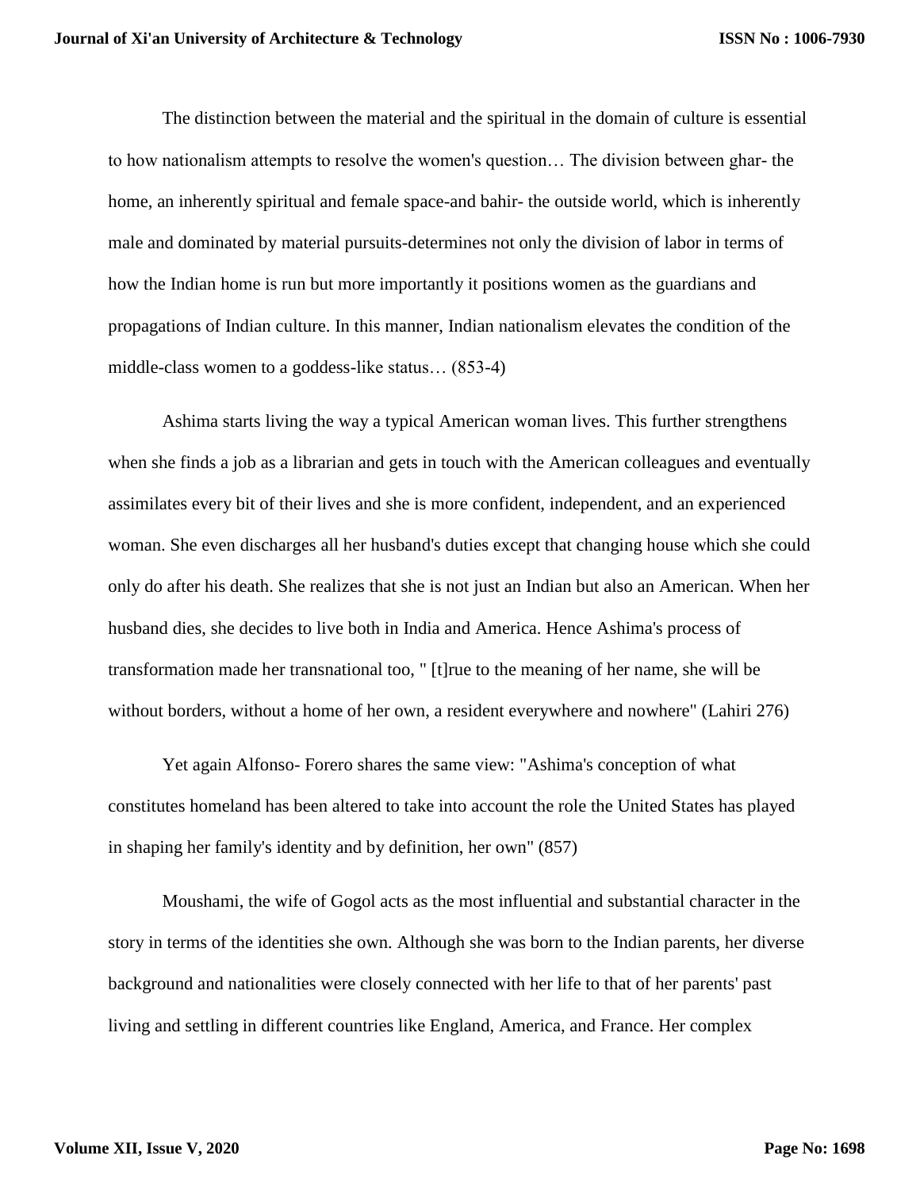The distinction between the material and the spiritual in the domain of culture is essential to how nationalism attempts to resolve the women's question… The division between ghar- the home, an inherently spiritual and female space-and bahir- the outside world, which is inherently male and dominated by material pursuits-determines not only the division of labor in terms of how the Indian home is run but more importantly it positions women as the guardians and propagations of Indian culture. In this manner, Indian nationalism elevates the condition of the middle-class women to a goddess-like status… (853-4)

Ashima starts living the way a typical American woman lives. This further strengthens when she finds a job as a librarian and gets in touch with the American colleagues and eventually assimilates every bit of their lives and she is more confident, independent, and an experienced woman. She even discharges all her husband's duties except that changing house which she could only do after his death. She realizes that she is not just an Indian but also an American. When her husband dies, she decides to live both in India and America. Hence Ashima's process of transformation made her transnational too, " [t]rue to the meaning of her name, she will be without borders, without a home of her own, a resident everywhere and nowhere" (Lahiri 276)

Yet again Alfonso- Forero shares the same view: "Ashima's conception of what constitutes homeland has been altered to take into account the role the United States has played in shaping her family's identity and by definition, her own" (857)

Moushami, the wife of Gogol acts as the most influential and substantial character in the story in terms of the identities she own. Although she was born to the Indian parents, her diverse background and nationalities were closely connected with her life to that of her parents' past living and settling in different countries like England, America, and France. Her complex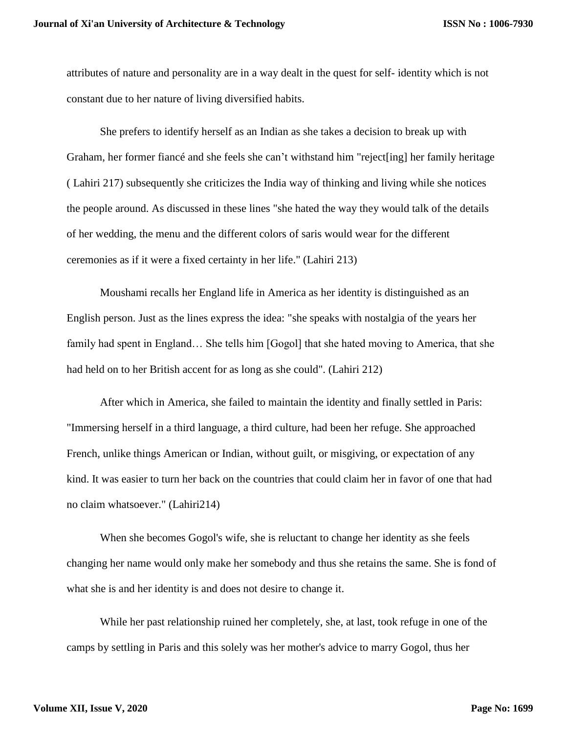attributes of nature and personality are in a way dealt in the quest for self- identity which is not constant due to her nature of living diversified habits.

She prefers to identify herself as an Indian as she takes a decision to break up with Graham, her former fiancé and she feels she can't withstand him "reject[ing] her family heritage ( Lahiri 217) subsequently she criticizes the India way of thinking and living while she notices the people around. As discussed in these lines "she hated the way they would talk of the details of her wedding, the menu and the different colors of saris would wear for the different ceremonies as if it were a fixed certainty in her life." (Lahiri 213)

Moushami recalls her England life in America as her identity is distinguished as an English person. Just as the lines express the idea: "she speaks with nostalgia of the years her family had spent in England… She tells him [Gogol] that she hated moving to America, that she had held on to her British accent for as long as she could". (Lahiri 212)

After which in America, she failed to maintain the identity and finally settled in Paris: "Immersing herself in a third language, a third culture, had been her refuge. She approached French, unlike things American or Indian, without guilt, or misgiving, or expectation of any kind. It was easier to turn her back on the countries that could claim her in favor of one that had no claim whatsoever." (Lahiri214)

When she becomes Gogol's wife, she is reluctant to change her identity as she feels changing her name would only make her somebody and thus she retains the same. She is fond of what she is and her identity is and does not desire to change it.

While her past relationship ruined her completely, she, at last, took refuge in one of the camps by settling in Paris and this solely was her mother's advice to marry Gogol, thus her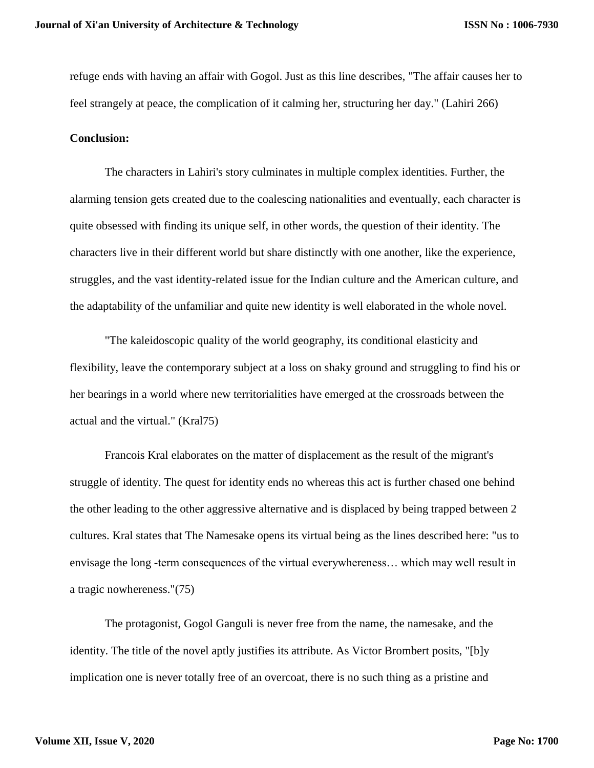refuge ends with having an affair with Gogol. Just as this line describes, "The affair causes her to feel strangely at peace, the complication of it calming her, structuring her day." (Lahiri 266)

**Conclusion:**

The characters in Lahiri's story culminates in multiple complex identities. Further, the alarming tension gets created due to the coalescing nationalities and eventually, each character is quite obsessed with finding its unique self, in other words, the question of their identity. The characters live in their different world but share distinctly with one another, like the experience, struggles, and the vast identity-related issue for the Indian culture and the American culture, and the adaptability of the unfamiliar and quite new identity is well elaborated in the whole novel.

"The kaleidoscopic quality of the world geography, its conditional elasticity and flexibility, leave the contemporary subject at a loss on shaky ground and struggling to find his or her bearings in a world where new territorialities have emerged at the crossroads between the actual and the virtual." (Kral75)

Francois Kral elaborates on the matter of displacement as the result of the migrant's struggle of identity. The quest for identity ends no whereas this act is further chased one behind the other leading to the other aggressive alternative and is displaced by being trapped between 2 cultures. Kral states that The Namesake opens its virtual being as the lines described here: "us to envisage the long -term consequences of the virtual everywhereness… which may well result in a tragic nowhereness."(75)

The protagonist, Gogol Ganguli is never free from the name, the namesake, and the identity. The title of the novel aptly justifies its attribute. As Victor Brombert posits, "[b]y implication one is never totally free of an overcoat, there is no such thing as a pristine and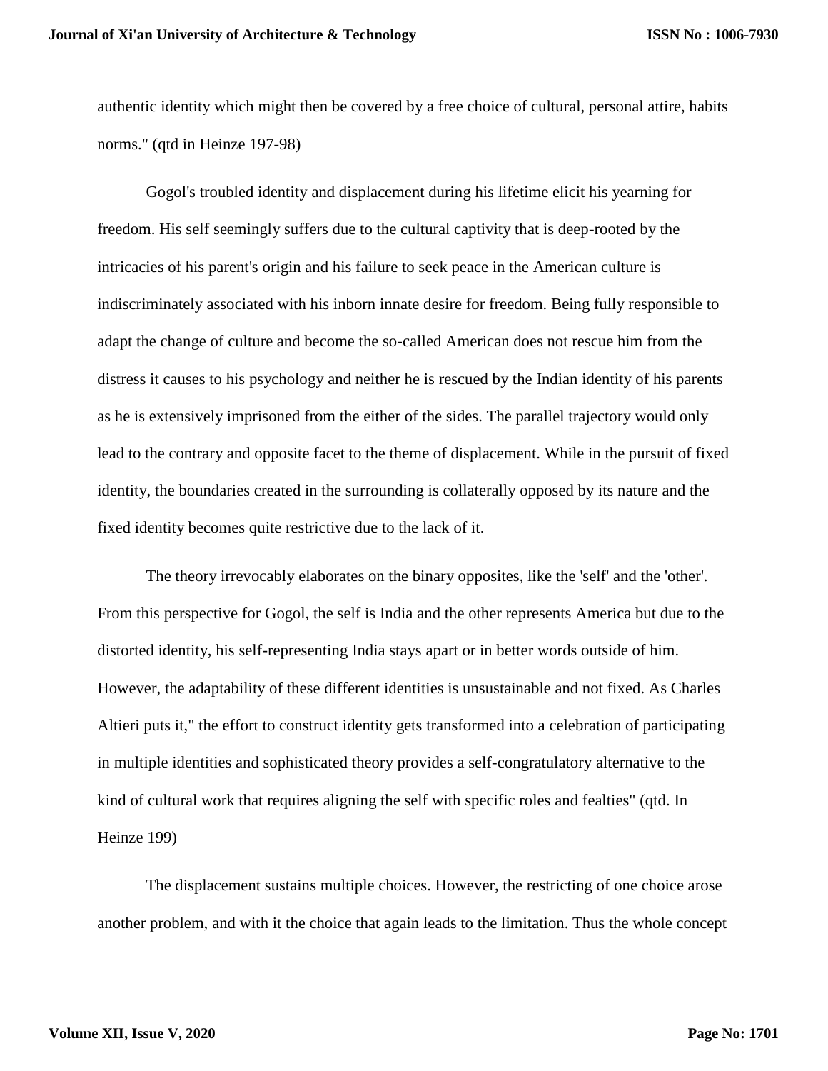authentic identity which might then be covered by a free choice of cultural, personal attire, habits norms." (qtd in Heinze 197-98)

Gogol's troubled identity and displacement during his lifetime elicit his yearning for freedom. His self seemingly suffers due to the cultural captivity that is deep-rooted by the intricacies of his parent's origin and his failure to seek peace in the American culture is indiscriminately associated with his inborn innate desire for freedom. Being fully responsible to adapt the change of culture and become the so-called American does not rescue him from the distress it causes to his psychology and neither he is rescued by the Indian identity of his parents as he is extensively imprisoned from the either of the sides. The parallel trajectory would only lead to the contrary and opposite facet to the theme of displacement. While in the pursuit of fixed identity, the boundaries created in the surrounding is collaterally opposed by its nature and the fixed identity becomes quite restrictive due to the lack of it.

The theory irrevocably elaborates on the binary opposites, like the 'self' and the 'other'. From this perspective for Gogol, the self is India and the other represents America but due to the distorted identity, his self-representing India stays apart or in better words outside of him. However, the adaptability of these different identities is unsustainable and not fixed. As Charles Altieri puts it," the effort to construct identity gets transformed into a celebration of participating in multiple identities and sophisticated theory provides a self-congratulatory alternative to the kind of cultural work that requires aligning the self with specific roles and fealties" (qtd. In Heinze 199)

The displacement sustains multiple choices. However, the restricting of one choice arose another problem, and with it the choice that again leads to the limitation. Thus the whole concept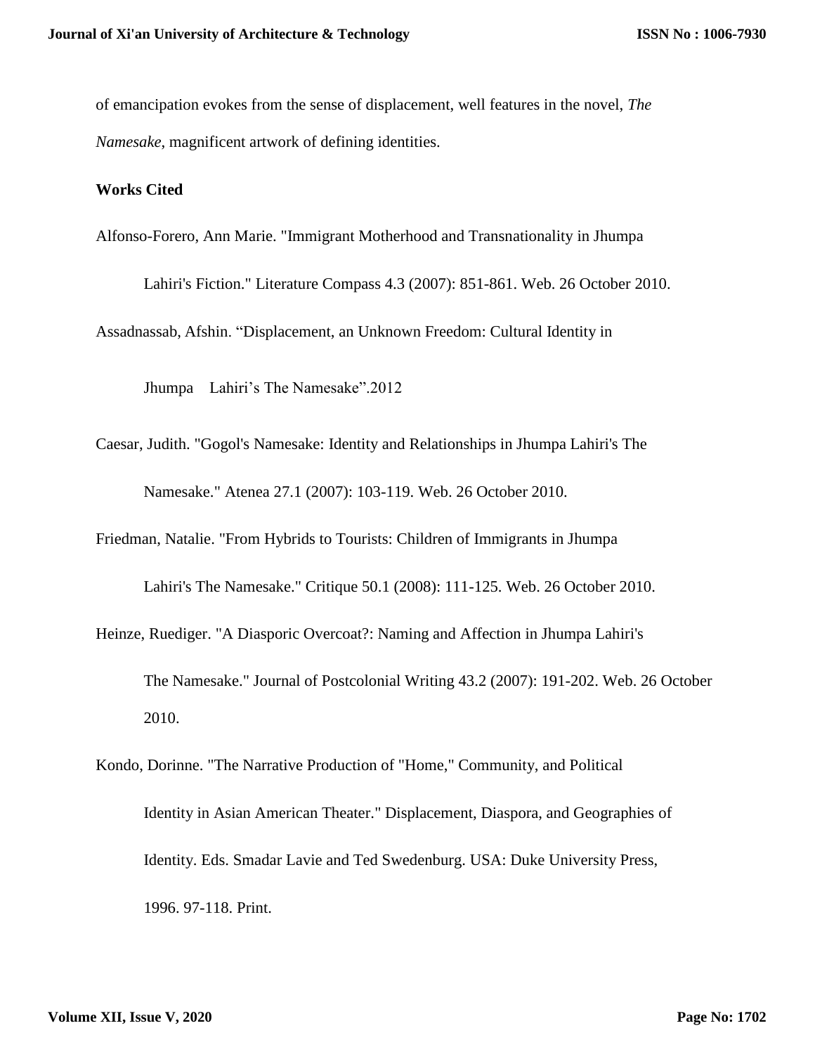of emancipation evokes from the sense of displacement, well features in the novel, *The Namesake*, magnificent artwork of defining identities.

**Works Cited**

Alfonso-Forero, Ann Marie. "Immigrant Motherhood and Transnationality in Jhumpa Lahiri's Fiction." Literature Compass 4.3 (2007): 851-861. Web. 26 October 2010.

Assadnassab, Afshin. "Displacement, an Unknown Freedom: Cultural Identity in Jhumpa Lahiri's The Namesake".2012

Caesar, Judith. "Gogol's Namesake: Identity and Relationships in Jhumpa Lahiri's The Namesake." Atenea 27.1 (2007): 103-119. Web. 26 October 2010.

Friedman, Natalie. "From Hybrids to Tourists: Children of Immigrants in Jhumpa Lahiri's The Namesake." Critique 50.1 (2008): 111-125. Web. 26 October 2010.

Heinze, Ruediger. "A Diasporic Overcoat?: Naming and Affection in Jhumpa Lahiri's The Namesake." Journal of Postcolonial Writing 43.2 (2007): 191-202. Web. 26 October 2010.

Kondo, Dorinne. "The Narrative Production of "Home," Community, and Political Identity in Asian American Theater." Displacement, Diaspora, and Geographies of Identity. Eds. Smadar Lavie and Ted Swedenburg. USA: Duke University Press, 1996. 97-118. Print.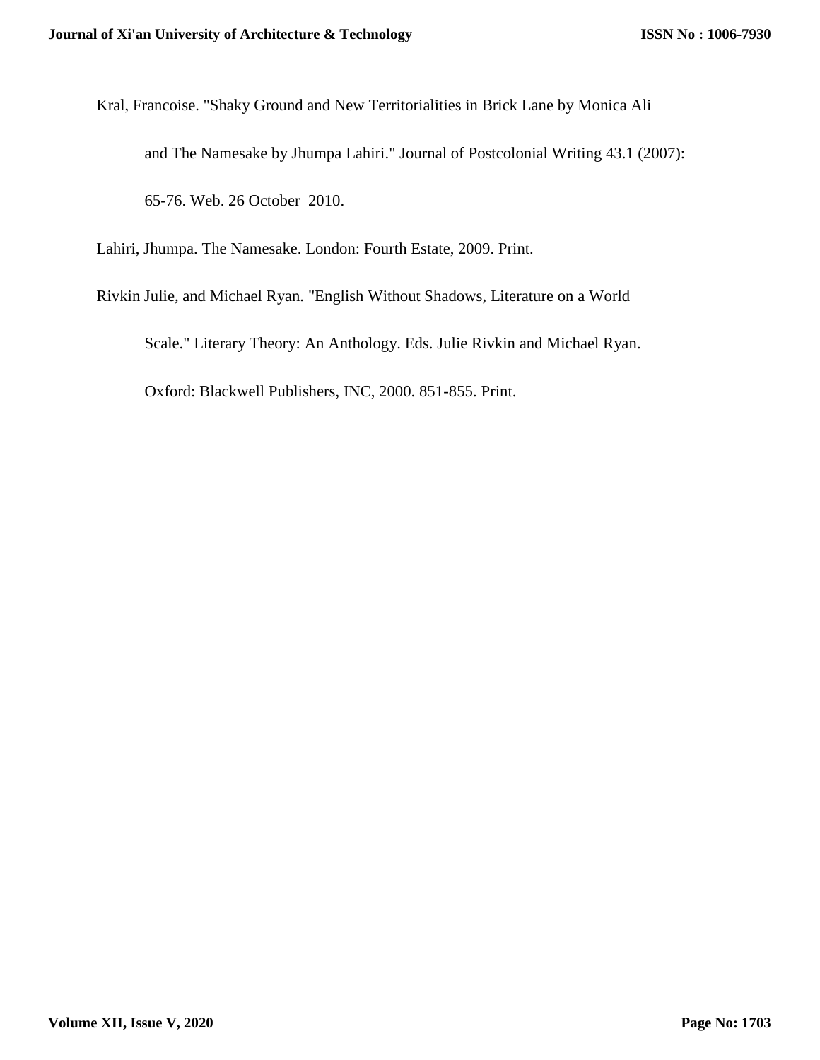Kral, Francoise. "Shaky Ground and New Territorialities in Brick Lane by Monica Ali and The Namesake by Jhumpa Lahiri." Journal of Postcolonial Writing 43.1 (2007): 65-76. Web. 26 October 2010.

Lahiri, Jhumpa. The Namesake. London: Fourth Estate, 2009. Print.

Rivkin Julie, and Michael Ryan. "English Without Shadows, Literature on a World Scale." Literary Theory: An Anthology. Eds. Julie Rivkin and Michael Ryan. Oxford: Blackwell Publishers, INC, 2000. 851-855. Print.